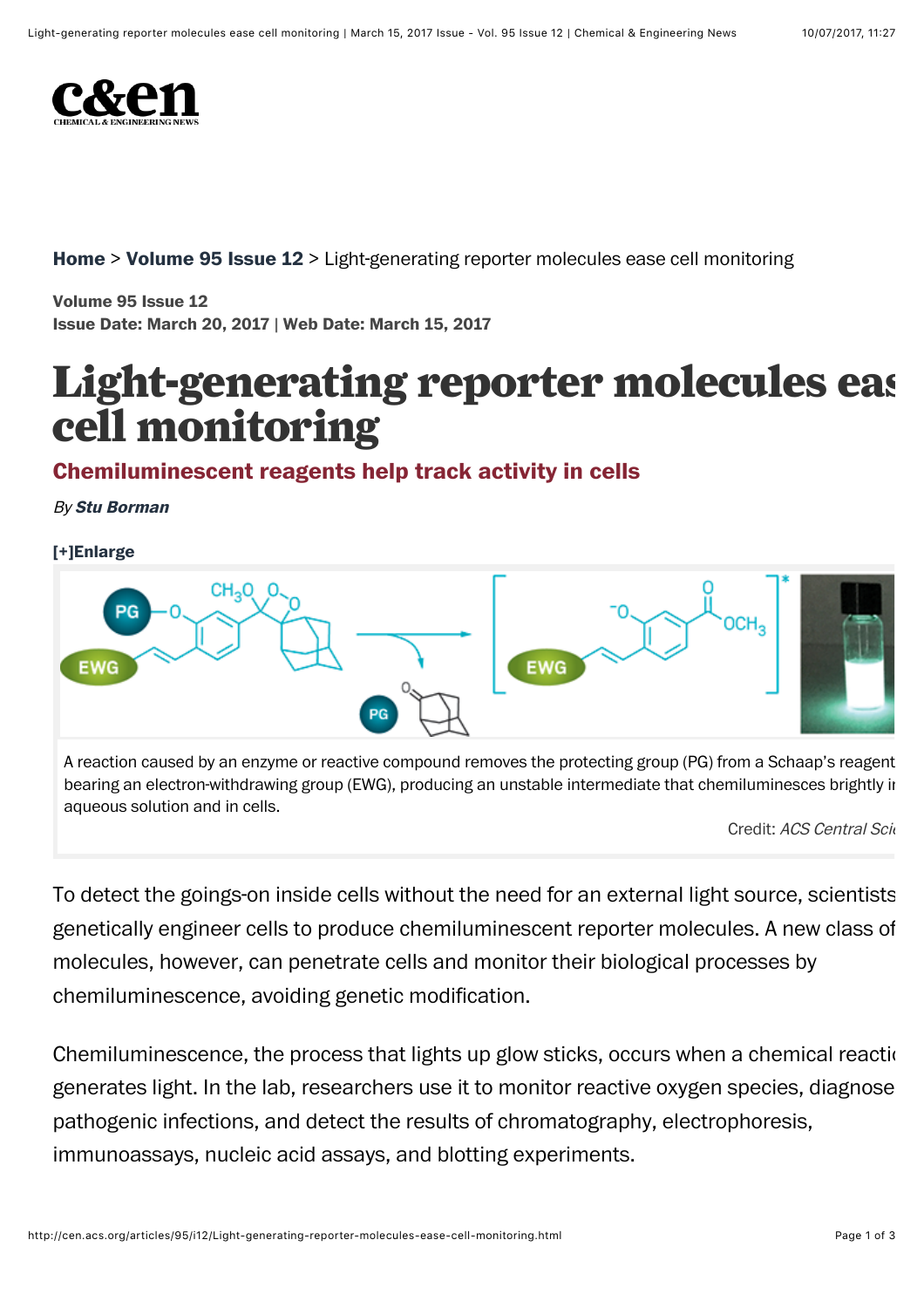**Home** > **Volume 95 Issue 12** > Light-generating reporter molecules ease cell monitoring

**Volume 95 Issue 12**
**Issue Date: March 20, 2017 | Web Date: March 15, 2017**

# Light-generating reporter molecules ease cell monitoring

## Chemiluminescent reagents help track activity in cells

*By* ***Stu Borman***

**[+]Enlarge**

A reaction caused by an enzyme or reactive compound removes the protecting group (PG) from a Schaap's reagent bearing an electron-withdrawing group (EWG), producing an unstable intermediate that chemiluminesces brightly in aqueous solution and in cells.

Credit: *ACS Central Sci*

To detect the goings-on inside cells without the need for an external light source, scientists genetically engineer cells to produce chemiluminescent reporter molecules. A new class of molecules, however, can penetrate cells and monitor their biological processes by chemiluminescence, avoiding genetic modification.

Chemiluminescence, the process that lights up glow sticks, occurs when a chemical reaction generates light. In the lab, researchers use it to monitor reactive oxygen species, diagnose pathogenic infections, and detect the results of chromatography, electrophoresis, immunoassays, nucleic acid assays, and blotting experiments.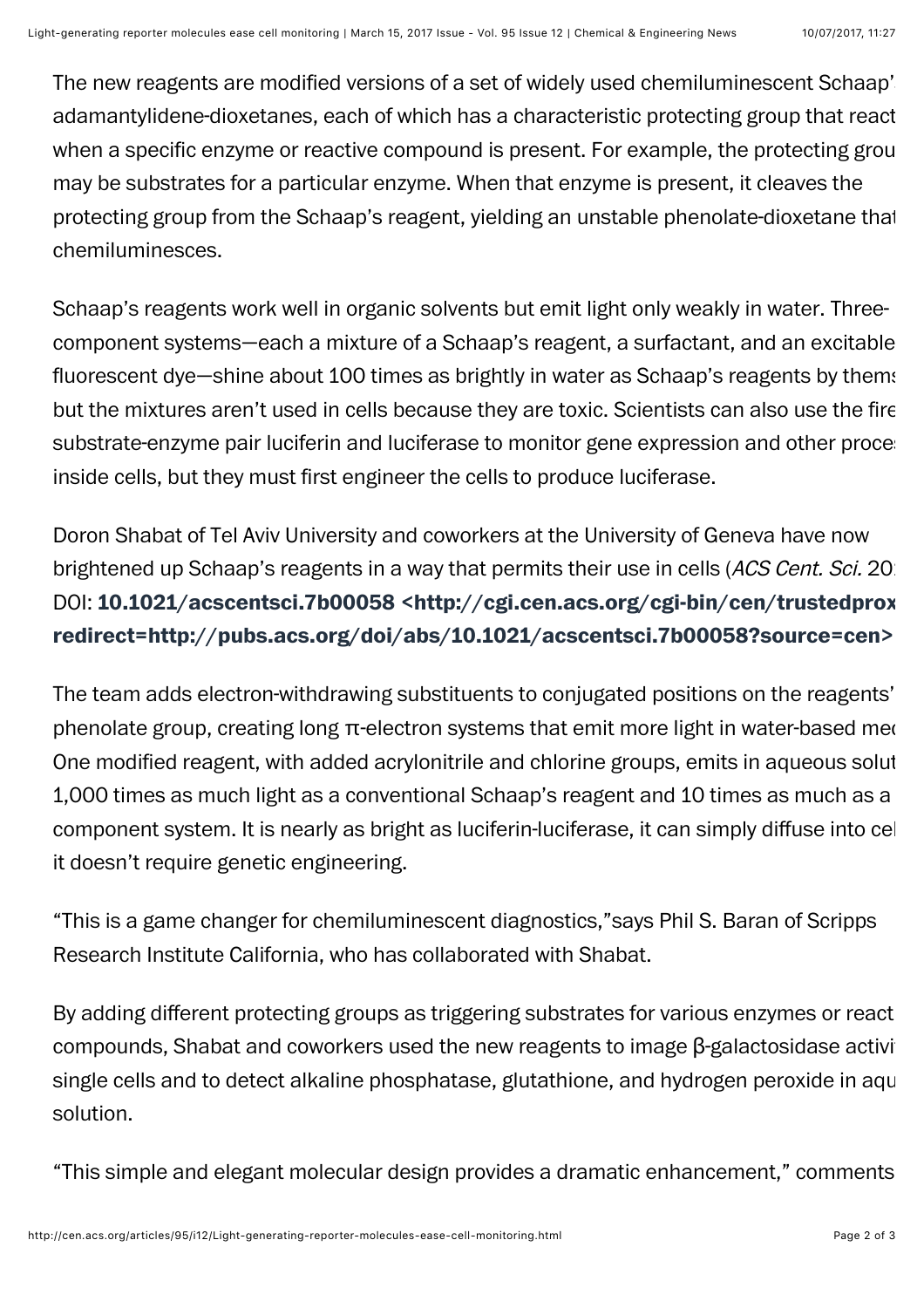The new reagents are modified versions of a set of widely used chemiluminescent Schaap's adamantylidene-dioxetanes, each of which has a characteristic protecting group that react when a specific enzyme or reactive compound is present. For example, the protecting grou may be substrates for a particular enzyme. When that enzyme is present, it cleaves the protecting group from the Schaap's reagent, yielding an unstable phenolate-dioxetane that chemiluminesces.

Schaap's reagents work well in organic solvents but emit light only weakly in water. Three-component systems—each a mixture of a Schaap's reagent, a surfactant, and an excitable fluorescent dye—shine about 100 times as brightly in water as Schaap's reagents by thems but the mixtures aren't used in cells because they are toxic. Scientists can also use the fire substrate-enzyme pair luciferin and luciferase to monitor gene expression and other proces inside cells, but they must first engineer the cells to produce luciferase.

Doron Shabat of Tel Aviv University and coworkers at the University of Geneva have now brightened up Schaap's reagents in a way that permits their use in cells (*ACS Cent. Sci.* 20 DOI: **10.1021/acscentsci.7b00058 <http://cgi.cen.acs.org/cgi-bin/cen/trustedprox redirect=http://pubs.acs.org/doi/abs/10.1021/acscentsci.7b00058?source=cen>**

The team adds electron-withdrawing substituents to conjugated positions on the reagents' phenolate group, creating long π-electron systems that emit more light in water-based med One modified reagent, with added acrylonitrile and chlorine groups, emits in aqueous solut 1,000 times as much light as a conventional Schaap's reagent and 10 times as much as a component system. It is nearly as bright as luciferin-luciferase, it can simply diffuse into cel it doesn't require genetic engineering.

"This is a game changer for chemiluminescent diagnostics,"says Phil S. Baran of Scripps Research Institute California, who has collaborated with Shabat.

By adding different protecting groups as triggering substrates for various enzymes or react compounds, Shabat and coworkers used the new reagents to image β-galactosidase activi single cells and to detect alkaline phosphatase, glutathione, and hydrogen peroxide in aqu solution.

"This simple and elegant molecular design provides a dramatic enhancement," comments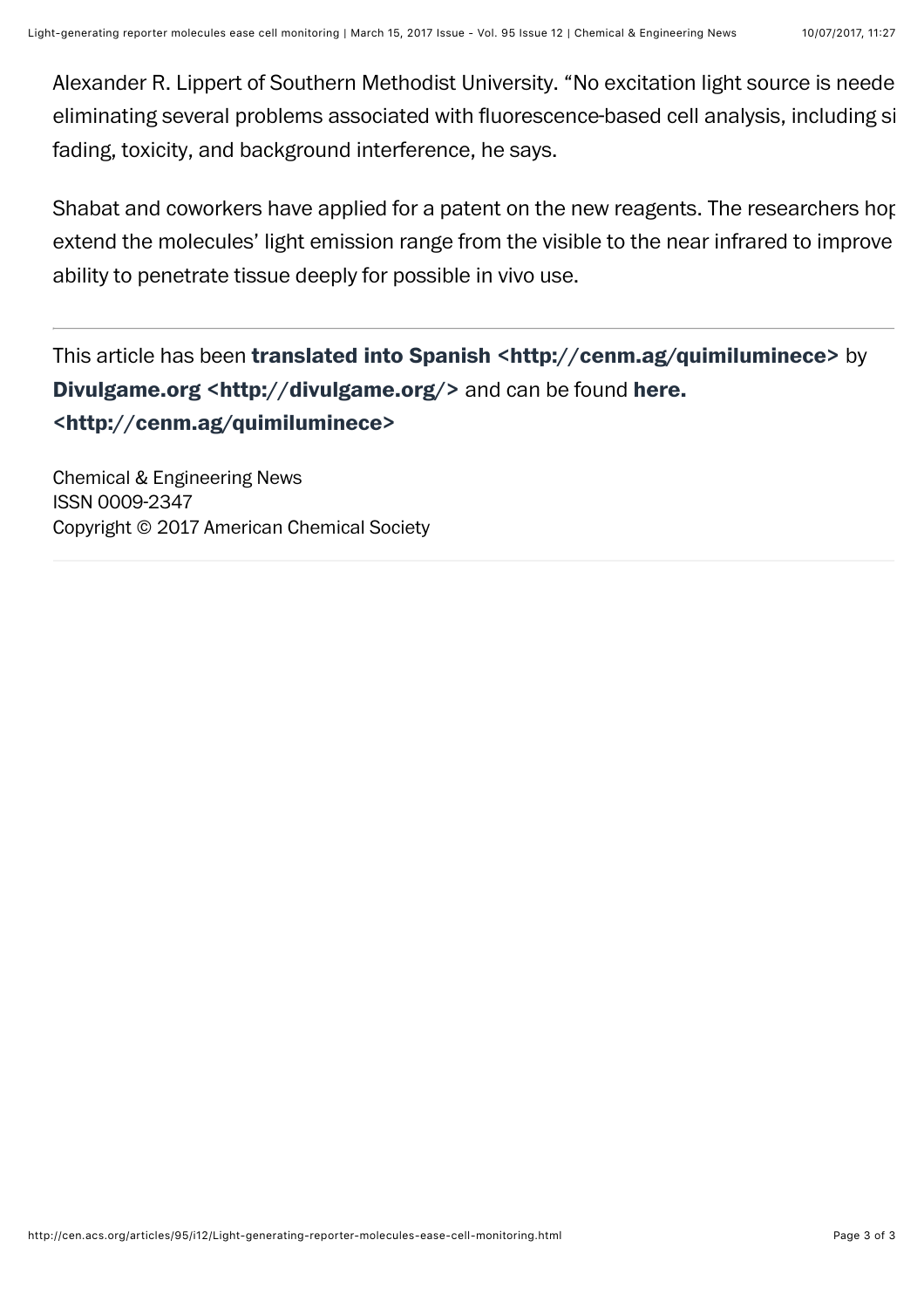Alexander R. Lippert of Southern Methodist University. “No excitation light source is neede eliminating several problems associated with fluorescence-based cell analysis, including si fading, toxicity, and background interference, he says.

Shabat and coworkers have applied for a patent on the new reagents. The researchers hop extend the molecules’ light emission range from the visible to the near infrared to improve ability to penetrate tissue deeply for possible in vivo use.

---

This article has been **translated into Spanish <http://cenm.ag/quimiluminece>** by **Divulgame.org <http://divulgame.org/>** and can be found **here. <http://cenm.ag/quimiluminece>**

Chemical & Engineering News
ISSN 0009-2347
Copyright © 2017 American Chemical Society